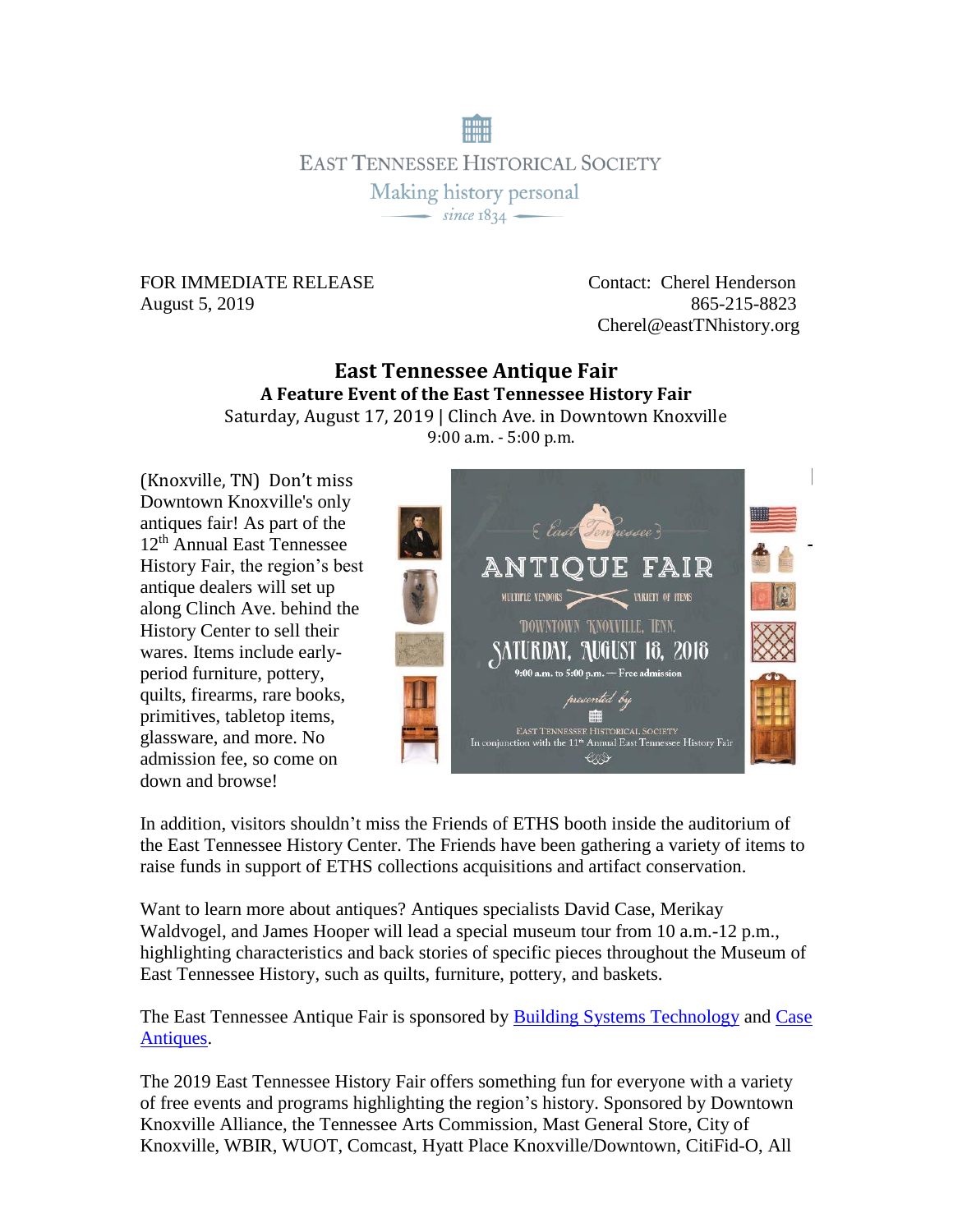EAST TENNESSEE HISTORICAL SOCIETY

Making history personal

*since 1834*

FOR IMMEDIATE RELEASE
August 5, 2019

Contact: Cherel Henderson
865-215-8823
Cherel@eastTNhistory.org

# East Tennessee Antique Fair

## A Feature Event of the East Tennessee History Fair

Saturday, August 17, 2019 | Clinch Ave. in Downtown Knoxville
9:00 a.m. - 5:00 p.m.

(Knoxville, TN) Don't miss Downtown Knoxville's only antiques fair! As part of the 12th Annual East Tennessee History Fair, the region's best antique dealers will set up along Clinch Ave. behind the History Center to sell their wares. Items include early-period furniture, pottery, quilts, firearms, rare books, primitives, tabletop items, glassware, and more. No admission fee, so come on down and browse!

In addition, visitors shouldn't miss the Friends of ETHS booth inside the auditorium of the East Tennessee History Center. The Friends have been gathering a variety of items to raise funds in support of ETHS collections acquisitions and artifact conservation.

Want to learn more about antiques? Antiques specialists David Case, Merikay Waldvogel, and James Hooper will lead a special museum tour from 10 a.m.-12 p.m., highlighting characteristics and back stories of specific pieces throughout the Museum of East Tennessee History, such as quilts, furniture, pottery, and baskets.

The East Tennessee Antique Fair is sponsored by Building Systems Technology and Case Antiques.

The 2019 East Tennessee History Fair offers something fun for everyone with a variety of free events and programs highlighting the region's history. Sponsored by Downtown Knoxville Alliance, the Tennessee Arts Commission, Mast General Store, City of Knoxville, WBIR, WUOT, Comcast, Hyatt Place Knoxville/Downtown, CitiFid-O, All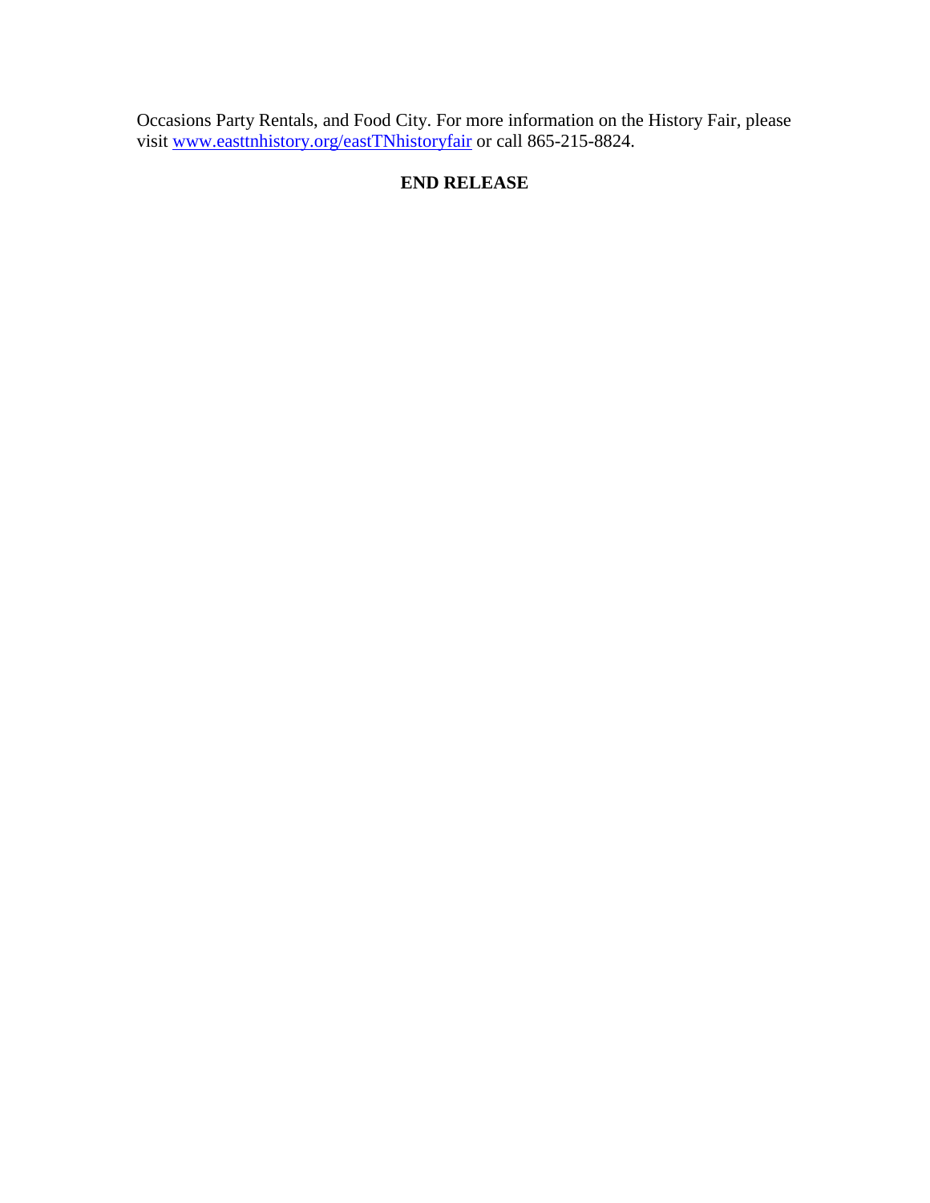Occasions Party Rentals, and Food City. For more information on the History Fair, please visit [www.easttnhistory.org/eastTNhistoryfair](http://www.easttnhistory.org/eastTNhistoryfair) or call 865-215-8824.

**END RELEASE**